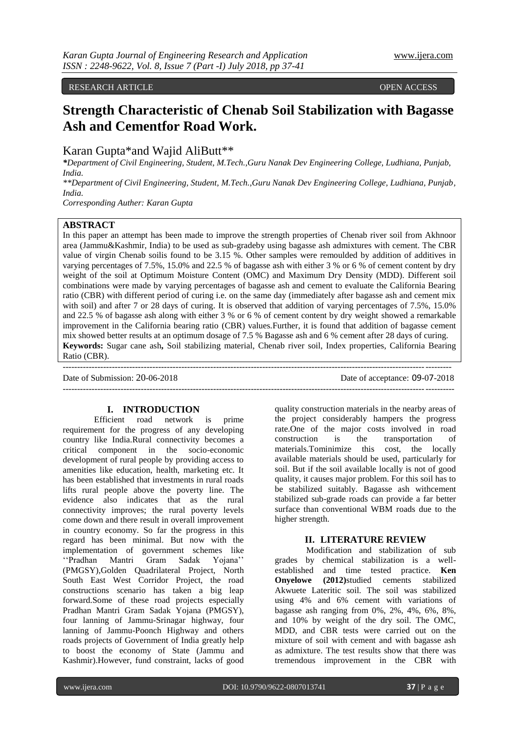RESEARCH ARTICLE OPEN ACCESS

# Strength Characteristic of Chenab Soil Stabilization with Bagasse Ash and Cementfor Road Work.

Karan Gupta*and Wajid AliButt**

*Department of Civil Engineering, Student, M.Tech.,Guru Nanak Dev Engineering College, Ludhiana, Punjab, India.*

*\*\*Department of Civil Engineering, Student, M.Tech.,Guru Nanak Dev Engineering College, Ludhiana, Punjab, India.*

*Corresponding Auther: Karan Gupta*

## ABSTRACT

In this paper an attempt has been made to improve the strength properties of Chenab river soil from Akhnoor area (Jammu&Kashmir, India) to be used as sub-gradeby using bagasse ash admixtures with cement. The CBR value of virgin Chenab soilis found to be 3.15 %. Other samples were remoulded by addition of additives in varying percentages of 7.5%, 15.0% and 22.5 % of bagasse ash with either 3 % or 6 % of cement content by dry weight of the soil at Optimum Moisture Content (OMC) and Maximum Dry Density (MDD). Different soil combinations were made by varying percentages of bagasse ash and cement to evaluate the California Bearing ratio (CBR) with different period of curing i.e. on the same day (immediately after bagasse ash and cement mix with soil) and after 7 or 28 days of curing. It is observed that addition of varying percentages of 7.5%, 15.0% and 22.5 % of bagasse ash along with either 3 % or 6 % of cement content by dry weight showed a remarkable improvement in the California bearing ratio (CBR) values.Further, it is found that addition of bagasse cement mix showed better results at an optimum dosage of 7.5 % Bagasse ash and 6 % cement after 28 days of curing.

**Keywords:** Sugar cane ash**,** Soil stabilizing material, Chenab river soil, Index properties, California Bearing Ratio (CBR).

---

Date of Submission: 20-06-2018 Date of acceptance: 09-07-2018

---

## I. INTRODUCTION

Efficient road network is prime requirement for the progress of any developing country like India.Rural connectivity becomes a critical component in the socio-economic development of rural people by providing access to amenities like education, health, marketing etc. It has been established that investments in rural roads lifts rural people above the poverty line. The evidence also indicates that as the rural connectivity improves; the rural poverty levels come down and there result in overall improvement in country economy. So far the progress in this regard has been minimal. But now with the implementation of government schemes like ''Pradhan Mantri Gram Sadak Yojana'' (PMGSY),Golden Quadrilateral Project, North South East West Corridor Project, the road constructions scenario has taken a big leap forward.Some of these road projects especially Pradhan Mantri Gram Sadak Yojana (PMGSY), four lanning of Jammu-Srinagar highway, four lanning of Jammu-Poonch Highway and others roads projects of Government of India greatly help to boost the economy of State (Jammu and Kashmir).However, fund constraint, lacks of good quality construction materials in the nearby areas of the project considerably hampers the progress rate.One of the major costs involved in road construction is the transportation of materials.Tominimize this cost, the locally available materials should be used, particularly for soil. But if the soil available locally is not of good quality, it causes major problem. For this soil has to be stabilized suitably. Bagasse ash withcement stabilized sub-grade roads can provide a far better surface than conventional WBM roads due to the higher strength.

## II. LITERATURE REVIEW

Modification and stabilization of sub grades by chemical stabilization is a well-established and time tested practice. **Ken Onyelowe (2012)**studied cements stabilized Akwuete Lateritic soil. The soil was stabilized using 4% and 6% cement with variations of bagasse ash ranging from 0%, 2%, 4%, 6%, 8%, and 10% by weight of the dry soil. The OMC, MDD, and CBR tests were carried out on the mixture of soil with cement and with bagasse ash as admixture. The test results show that there was tremendous improvement in the CBR with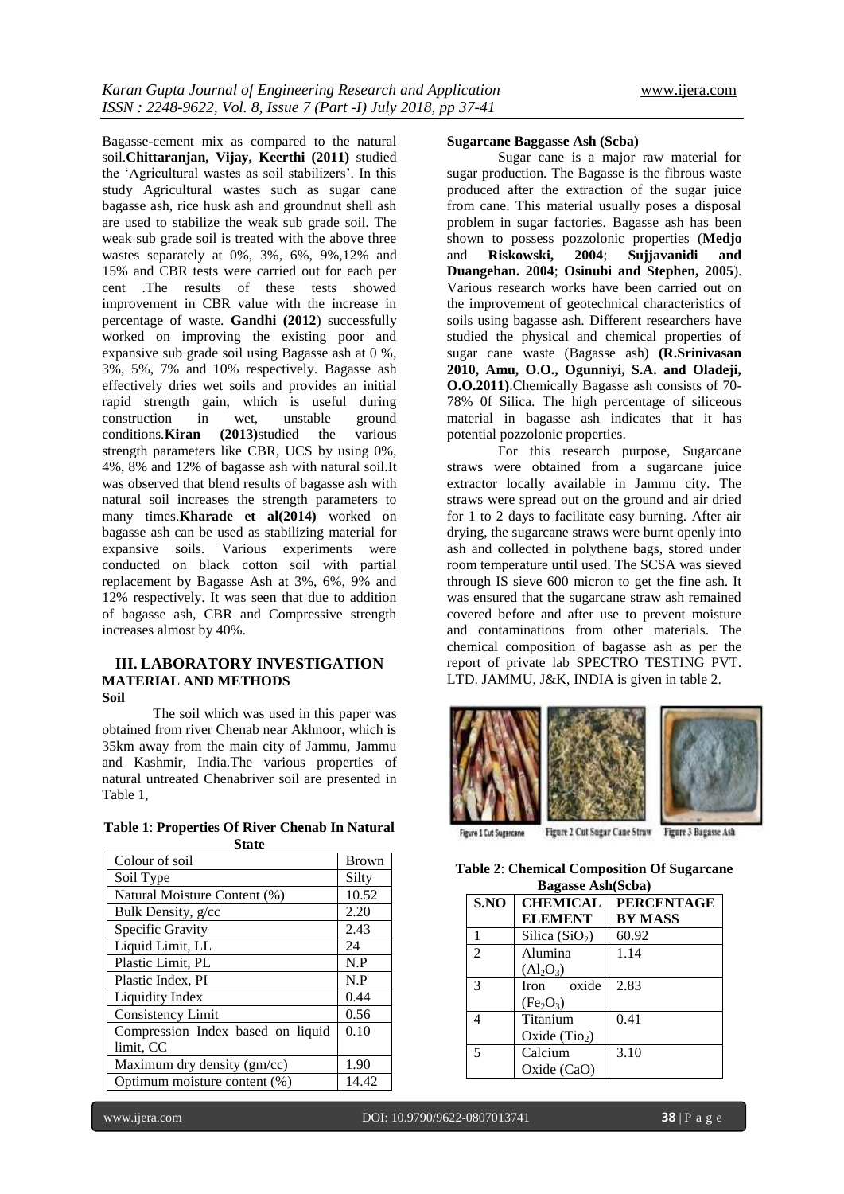Bagasse-cement mix as compared to the natural soil.**Chittaranjan, Vijay, Keerthi (2011)** studied the 'Agricultural wastes as soil stabilizers'. In this study Agricultural wastes such as sugar cane bagasse ash, rice husk ash and groundnut shell ash are used to stabilize the weak sub grade soil. The weak sub grade soil is treated with the above three wastes separately at 0%, 3%, 6%, 9%,12% and 15% and CBR tests were carried out for each per cent .The results of these tests showed improvement in CBR value with the increase in percentage of waste. **Gandhi (2012**) successfully worked on improving the existing poor and expansive sub grade soil using Bagasse ash at 0 %, 3%, 5%, 7% and 10% respectively. Bagasse ash effectively dries wet soils and provides an initial rapid strength gain, which is useful during construction in wet, unstable ground conditions.**Kiran (2013)**studied the various strength parameters like CBR, UCS by using 0%, 4%, 8% and 12% of bagasse ash with natural soil.It was observed that blend results of bagasse ash with natural soil increases the strength parameters to many times.**Kharade et al(2014)** worked on bagasse ash can be used as stabilizing material for expansive soils. Various experiments were conducted on black cotton soil with partial replacement by Bagasse Ash at 3%, 6%, 9% and 12% respectively. It was seen that due to addition of bagasse ash, CBR and Compressive strength increases almost by 40%.

## III. LABORATORY INVESTIGATION

### MATERIAL AND METHODS

**Soil**

The soil which was used in this paper was obtained from river Chenab near Akhnoor, which is 35km away from the main city of Jammu, Jammu and Kashmir, India.The various properties of natural untreated Chenabriver soil are presented in Table 1,

**Table 1**: **Properties Of River Chenab In Natural State**

| Colour of soil | Brown |
|---|---|
| Soil Type | Silty |
| Natural Moisture Content (%) | 10.52 |
| Bulk Density, g/cc | 2.20 |
| Specific Gravity | 2.43 |
| Liquid Limit, LL | 24 |
| Plastic Limit, PL | N.P |
| Plastic Index, PI | N.P |
| Liquidity Index | 0.44 |
| Consistency Limit | 0.56 |
| Compression Index based on liquid limit, CC | 0.10 |
| Maximum dry density (gm/cc) | 1.90 |
| Optimum moisture content (%) | 14.42 |

**Sugarcane Baggasse Ash (Scba)**

Sugar cane is a major raw material for sugar production. The Bagasse is the fibrous waste produced after the extraction of the sugar juice from cane. This material usually poses a disposal problem in sugar factories. Bagasse ash has been shown to possess pozzolonic properties (**Medjo** and **Riskowski, 2004**; **Sujjavanidi and Duangehan. 2004**; **Osinubi and Stephen, 2005**). Various research works have been carried out on the improvement of geotechnical characteristics of soils using bagasse ash. Different researchers have studied the physical and chemical properties of sugar cane waste (Bagasse ash) **(R.Srinivasan 2010, Amu, O.O., Ogunniyi, S.A. and Oladeji, O.O.2011)**.Chemically Bagasse ash consists of 70-78% 0f Silica. The high percentage of siliceous material in bagasse ash indicates that it has potential pozzolonic properties.

For this research purpose, Sugarcane straws were obtained from a sugarcane juice extractor locally available in Jammu city. The straws were spread out on the ground and air dried for 1 to 2 days to facilitate easy burning. After air drying, the sugarcane straws were burnt openly into ash and collected in polythene bags, stored under room temperature until used. The SCSA was sieved through IS sieve 600 micron to get the fine ash. It was ensured that the sugarcane straw ash remained covered before and after use to prevent moisture and contaminations from other materials. The chemical composition of bagasse ash as per the report of private lab SPECTRO TESTING PVT. LTD. JAMMU, J&K, INDIA is given in table 2.

Figure 1 Cut Sugarcane Figure 2 Cut Sugar Cane Straw Figure 3 Bagasse Ash

**Table 2**: **Chemical Composition Of Sugarcane Bagasse Ash(Scba)**

| S.NO | CHEMICAL ELEMENT | PERCENTAGE BY MASS |
|---|---|---|
| 1 | Silica ($SiO_2$) | 60.92 |
| 2 | Alumina ($Al_2O_3$) | 1.14 |
| 3 | Iron oxide ($Fe_2O_3$) | 2.83 |
| 4 | Titanium Oxide ($Tio_2$) | 0.41 |
| 5 | Calcium Oxide (CaO) | 3.10 |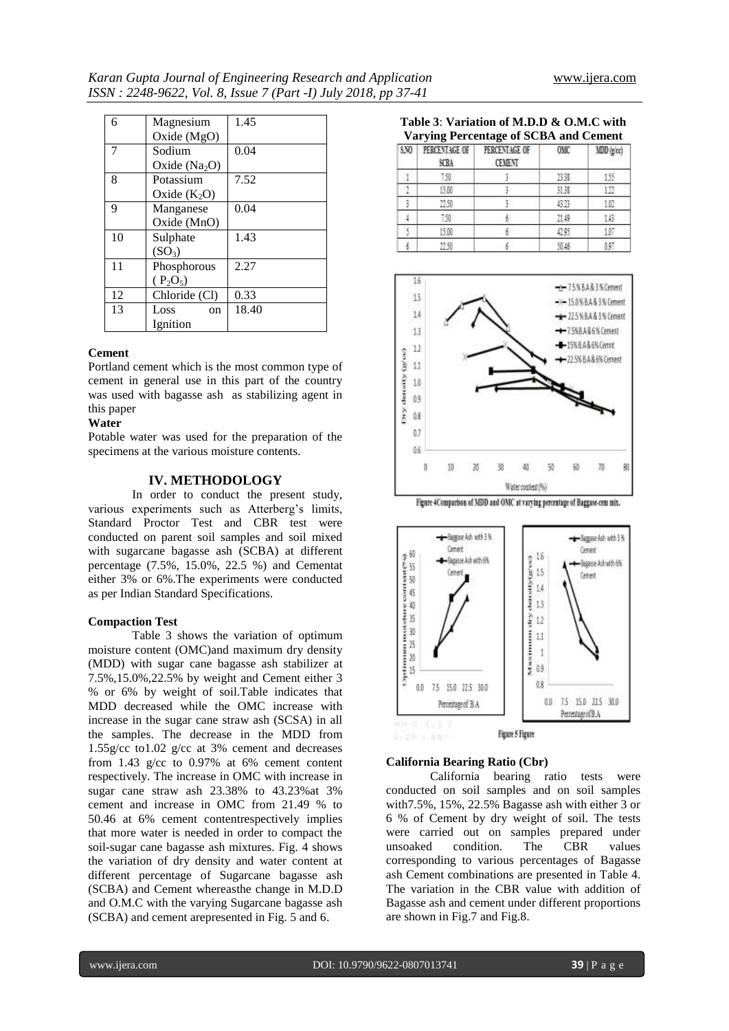| 6 | Magnesium Oxide (MgO) | 1.45 |
|---|---|---|
| 7 | Sodium Oxide ($Na_2O$) | 0.04 |
| 8 | Potassium Oxide ($K_2O$) | 7.52 |
| 9 | Manganese Oxide (MnO) | 0.04 |
| 10 | Sulphate ($SO_3$) | 1.43 |
| 11 | Phosphorous ( $P_2O_5$) | 2.27 |
| 12 | Chloride (Cl) | 0.33 |
| 13 | Loss on Ignition | 18.40 |

**Cement**

Portland cement which is the most common type of cement in general use in this part of the country was used with bagasse ash as stabilizing agent in this paper

**Water**

Potable water was used for the preparation of the specimens at the various moisture contents.

## IV. METHODOLOGY

In order to conduct the present study, various experiments such as Atterberg's limits, Standard Proctor Test and CBR test were conducted on parent soil samples and soil mixed with sugarcane bagasse ash (SCBA) at different percentage (7.5%, 15.0%, 22.5 %) and Cementat either 3% or 6%.The experiments were conducted as per Indian Standard Specifications.

**Compaction Test**

Table 3 shows the variation of optimum moisture content (OMC)and maximum dry density (MDD) with sugar cane bagasse ash stabilizer at 7.5%,15.0%,22.5% by weight and Cement either 3 % or 6% by weight of soil.Table indicates that MDD decreased while the OMC increase with increase in the sugar cane straw ash (SCSA) in all the samples. The decrease in the MDD from 1.55g/cc to1.02 g/cc at 3% cement and decreases from 1.43 g/cc to 0.97% at 6% cement content respectively. The increase in OMC with increase in sugar cane straw ash 23.38% to 43.23%at 3% cement and increase in OMC from 21.49 % to 50.46 at 6% cement contentrespectively implies that more water is needed in order to compact the soil-sugar cane bagasse ash mixtures. Fig. 4 shows the variation of dry density and water content at different percentage of Sugarcane bagasse ash (SCBA) and Cement whereasthe change in M.D.D and O.M.C with the varying Sugarcane bagasse ash (SCBA) and cement arepresented in Fig. 5 and 6.

**Table 3**: **Variation of M.D.D & O.M.C with Varying Percentage of SCBA and Cement**

| S.NO | PERCENTAGE OF SCBA | PERCENTAGE OF CEMENT | OMC | MDD (g/cc) |
|---|---|---|---|---|
| 1 | 7.50 | 3 | 23.38 | 1.55 |
| 2 | 15.00 | 3 | 31.38 | 1.22 |
| 3 | 22.50 | 3 | 43.23 | 1.02 |
| 4 | 7.50 | 6 | 21.49 | 1.43 |
| 5 | 15.00 | 6 | 42.95 | 1.07 |
| 6 | 22.50 | 6 | 50.46 | 0.97 |

Figure 4Comparison of MDD and OMC at varying percentage of Baggase-cem mix.

Figure 5 Figure

**California Bearing Ratio (Cbr)**

California bearing ratio tests were conducted on soil samples and on soil samples with7.5%, 15%, 22.5% Bagasse ash with either 3 or 6 % of Cement by dry weight of soil. The tests were carried out on samples prepared under unsoaked condition. The CBR values corresponding to various percentages of Bagasse ash Cement combinations are presented in Table 4. The variation in the CBR value with addition of Bagasse ash and cement under different proportions are shown in Fig.7 and Fig.8.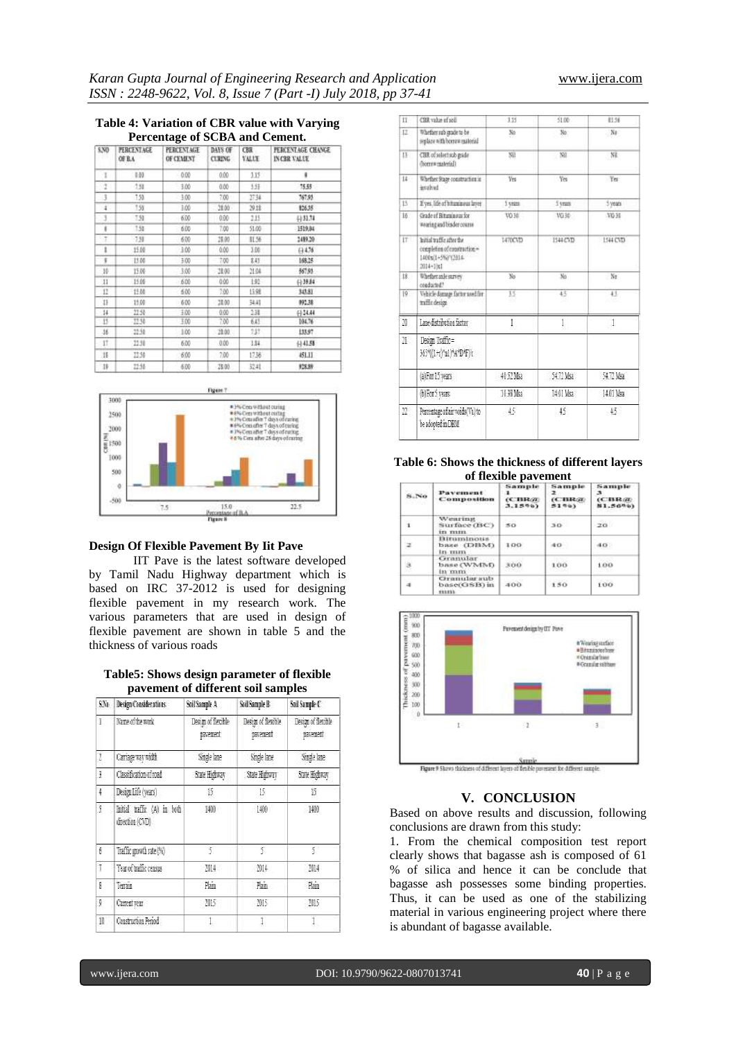**Table 4: Variation of CBR value with Varying Percentage of SCBA and Cement.**

| S.NO | PERCENTAGE OF B.A | PERCENTAGE OF CEMENT | DAYS OF CURING | CBR VALUE | PERCENTAGE CHANGE IN CBR VALUE |
|---|---|---|---|---|---|
| 1 | 0.00 | 0.00 | 0.00 | 3.15 | 0 |
| 2 | 7.50 | 3.00 | 0.00 | 5.53 | 75.55 |
| 3 | 7.50 | 3.00 | 7.00 | 27.34 | 767.93 |
| 4 | 7.50 | 3.00 | 28.00 | 29.18 | 826.35 |
| 5 | 7.50 | 6.00 | 0.00 | 2.15 | (-)31.74 |
| 6 | 7.50 | 6.00 | 7.00 | 51.00 | 1519.04 |
| 7 | 7.50 | 6.00 | 28.00 | 81.56 | 2489.20 |
| 8 | 15.00 | 3.00 | 0.00 | 3.00 | (-)4.76 |
| 9 | 15.00 | 3.00 | 7.00 | 8.45 | 168.25 |
| 10 | 15.00 | 3.00 | 28.00 | 21.04 | 567.93 |
| 11 | 15.00 | 6.00 | 0.00 | 1.92 | (-)39.04 |
| 12 | 15.00 | 6.00 | 7.00 | 13.98 | 343.81 |
| 13 | 15.00 | 6.00 | 28.00 | 34.41 | 992.38 |
| 14 | 22.50 | 3.00 | 0.00 | 2.38 | (-)24.44 |
| 15 | 22.50 | 3.00 | 7.00 | 6.45 | 104.76 |
| 16 | 22.50 | 3.00 | 28.00 | 7.37 | 133.97 |
| 17 | 22.50 | 6.00 | 0.00 | 1.84 | (-)41.58 |
| 18 | 22.50 | 6.00 | 7.00 | 17.36 | 451.11 |
| 19 | 22.50 | 6.00 | 28.00 | 32.41 | 928.89 |

Figure 8

### Design Of Flexible Pavement By Iit Pave

IIT Pave is the latest software developed by Tamil Nadu Highway department which is based on IRC 37-2012 is used for designing flexible pavement in my research work. The various parameters that are used in design of flexible pavement are shown in table 5 and the thickness of various roads

**Table5: Shows design parameter of flexible pavement of different soil samples**

| S.No | Design Considerations | Soil Sample A | Soil Sample B | Soil Sample C |
|---|---|---|---|---|
| 1 | Name of the work | Design of flexible pavement | Design of flexible pavement | Design of flexible pavement |
| 2 | Carriage way width | Single lane | Single lane | Single lane |
| 3 | Classification of road | State Highway | State Highway | State Highway |
| 4 | Design Life (years) | 15 | 15 | 15 |
| 5 | Initial traffic (A) in both direction (CVD) | 1400 | 1400 | 1400 |
| 6 | Traffic growth rate (%) | 5 | 5 | 5 |
| 7 | Year of traffic census | 2014 | 2014 | 2014 |
| 8 | Terrain | Plain | Plain | Plain |
| 9 | Current year | 2015 | 2015 | 2015 |
| 10 | Construction Period | 1 | 1 | 1 |
| 11 | CBR value of soil | 3.15 | 51.00 | 81.56 |
| 12 | Whether sub grade to be replace with borrow material | No | No | No |
| 13 | CBR of select sub grade (borrow material) | Nil | Nil | Nil |
| 14 | Whether Stage construction is involved | Yes | Yes | Yes |
| 15 | If yes, life of bituminous layer | 5 years | 5 years | 5 years |
| 16 | Grade of Bituminous for wearing and binder course | VG 30 | VG 30 | VG 30 |
| 17 | Initial traffic after the completion of construction = 1400x(1+5%)^(2014-2014+1)x1 | 1470CVD | 1544 CVD | 1544 CVD |
| 18 | Whether axle survey conducted? | No | No | No |
| 19 | Vehicle damage factor used for traffic design | 3.5 | 4.5 | 4.5 |
| 20 | Lane distribution factor | 1 | 1 | 1 |
| 21 | Design Traffic= 365*[(1+r)^n-1]*A*D*F)/r | | | |
| | (a) For 15 years | 40.52 Msa | 54.72 Msa | 54.72 Msa |
| | (b) For 5 years | 10.38 Msa | 14.01 Msa | 14.01 Msa |
| 22 | Percentage of air voids (Va) to be adopted in DBM | 4.5 | 4.5 | 4.5 |

**Table 6: Shows the thickness of different layers of flexible pavement**

| S.No | Pavement Composition | Sample 1 (CBR@ 3.15%) | Sample 2 (CBR@ 51%) | Sample 3 (CBR@ 81.56%) |
|---|---|---|---|---|
| 1 | Wearing Surface (BC) in mm | 50 | 30 | 20 |
| 2 | Bituminous base (DBM) in mm | 100 | 40 | 40 |
| 3 | Granular base (WMM) in mm | 300 | 100 | 100 |
| 4 | Granular sub base(GSB) in mm | 400 | 150 | 100 |

Figure 9 Shows thickness of different layers of flexible pavement for different sample.

## V. CONCLUSION

Based on above results and discussion, following conclusions are drawn from this study:

1. From the chemical composition test report clearly shows that bagasse ash is composed of 61 % of silica and hence it can be conclude that bagasse ash possesses some binding properties. Thus, it can be used as one of the stabilizing material in various engineering project where there is abundant of bagasse available.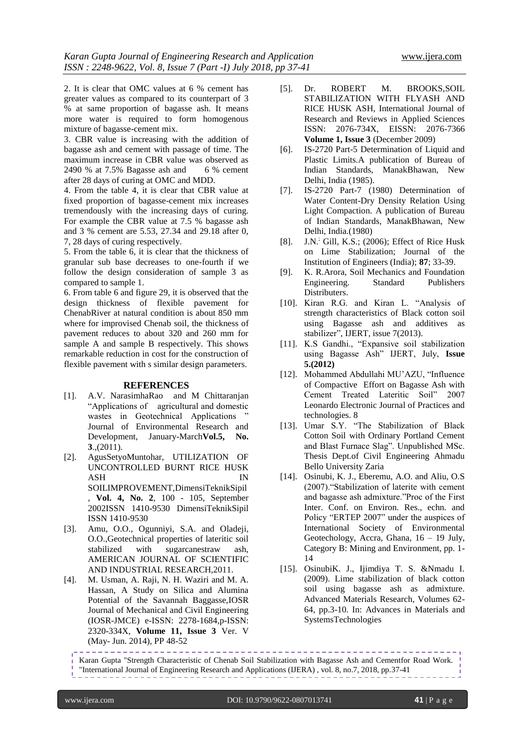2. It is clear that OMC values at 6 % cement has greater values as compared to its counterpart of 3 % at same proportion of bagasse ash. It means more water is required to form homogenous mixture of bagasse-cement mix.

3. CBR value is increasing with the addition of bagasse ash and cement with passage of time. The maximum increase in CBR value was observed as 2490 % at 7.5% Bagasse ash and 6 % cement after 28 days of curing at OMC and MDD.

4. From the table 4, it is clear that CBR value at fixed proportion of bagasse-cement mix increases tremendously with the increasing days of curing. For example the CBR value at 7.5 % bagasse ash and 3 % cement are 5.53, 27.34 and 29.18 after 0, 7, 28 days of curing respectively.

5. From the table 6, it is clear that the thickness of granular sub base decreases to one-fourth if we follow the design consideration of sample 3 as compared to sample 1.

6. From table 6 and figure 29, it is observed that the design thickness of flexible pavement for ChenabRiver at natural condition is about 850 mm where for improvised Chenab soil, the thickness of pavement reduces to about 320 and 260 mm for sample A and sample B respectively. This shows remarkable reduction in cost for the construction of flexible pavement with s similar design parameters.

## REFERENCES

[1]. A.V. NarasimhaRao and M Chittaranjan "Applications of agricultural and domestic wastes in Geotechnical Applications " Journal of Environmental Research and Development, January-March**Vol.5, No. 3**.,(2011).

[2]. AgusSetyoMuntohar, UTILIZATION OF UNCONTROLLED BURNT RICE HUSK ASH IN SOILIMPROVEMENT,DimensiTeknikSipil , **Vol. 4, No. 2**, 100 - 105, September 2002ISSN 1410-9530 DimensiTeknikSipil ISSN 1410-9530

[3]. Amu, O.O., Ogunniyi, S.A. and Oladeji, O.O.,Geotechnical properties of lateritic soil stabilized with sugarcanestraw ash, AMERICAN JOURNAL OF SCIENTIFIC AND INDUSTRIAL RESEARCH,2011.

[4]. M. Usman, A. Raji, N. H. Waziri and M. A. Hassan, A Study on Silica and Alumina Potential of the Savannah Baggasse,IOSR Journal of Mechanical and Civil Engineering (IOSR-JMCE) e-ISSN: 2278-1684,p-ISSN: 2320-334X, **Volume 11, Issue 3** Ver. V (May- Jun. 2014), PP 48-52

[5]. Dr. ROBERT M. BROOKS,SOIL STABILIZATION WITH FLYASH AND RICE HUSK ASH, International Journal of Research and Reviews in Applied Sciences ISSN: 2076-734X, EISSN: 2076-7366 **Volume 1, Issue 3** (December 2009)

[6]. IS-2720 Part-5 Determination of Liquid and Plastic Limits.A publication of Bureau of Indian Standards, ManakBhawan, New Delhi, India (1985).

[7]. IS-2720 Part-7 (1980) Determination of Water Content-Dry Density Relation Using Light Compaction. A publication of Bureau of Indian Standards, ManakBhawan, New Delhi, India.(1980)

[8]. J.N.; Gill, K.S.; (2006); Effect of Rice Husk on Lime Stabilization; Journal of the Institution of Engineers (India); **87**; 33-39.

[9]. K. R.Arora, Soil Mechanics and Foundation Engineering. Standard Publishers Distributers.

[10]. Kiran R.G. and Kiran L. "Analysis of strength characteristics of Black cotton soil using Bagasse ash and additives as stabilizer", IJERT, issue 7(2013).

[11]. K.S Gandhi., "Expansive soil stabilization using Bagasse Ash" IJERT, July, **Issue 5.(2012)**

[12]. Mohammed Abdullahi MU'AZU, "Influence of Compactive Effort on Bagasse Ash with Cement Treated Lateritic Soil" 2007 Leonardo Electronic Journal of Practices and technologies. 8

[13]. Umar S.Y. "The Stabilization of Black Cotton Soil with Ordinary Portland Cement and Blast Furnace Slag". Unpublished MSc. Thesis Dept.of Civil Engineering Ahmadu Bello University Zaria

[14]. Osinubi, K. J., Eberemu, A.O. and Aliu, O.S (2007)."Stabilization of laterite with cement and bagasse ash admixture."Proc of the First Inter. Conf. on Environ. Res., echn. and Policy "ERTEP 2007" under the auspices of International Society of Environmental Geotechology, Accra, Ghana, 16 – 19 July, Category B: Mining and Environment, pp. 1-14

[15]. OsinubiK. J., Ijimdiya T. S. &Nmadu I. (2009). Lime stabilization of black cotton soil using bagasse ash as admixture. Advanced Materials Research, Volumes 62-64, pp.3-10. In: Advances in Materials and SystemsTechnologies

Karan Gupta "Strength Characteristic of Chenab Soil Stabilization with Bagasse Ash and Cementfor Road Work. "International Journal of Engineering Research and Applications (IJERA) , vol. 8, no.7, 2018, pp.37-41